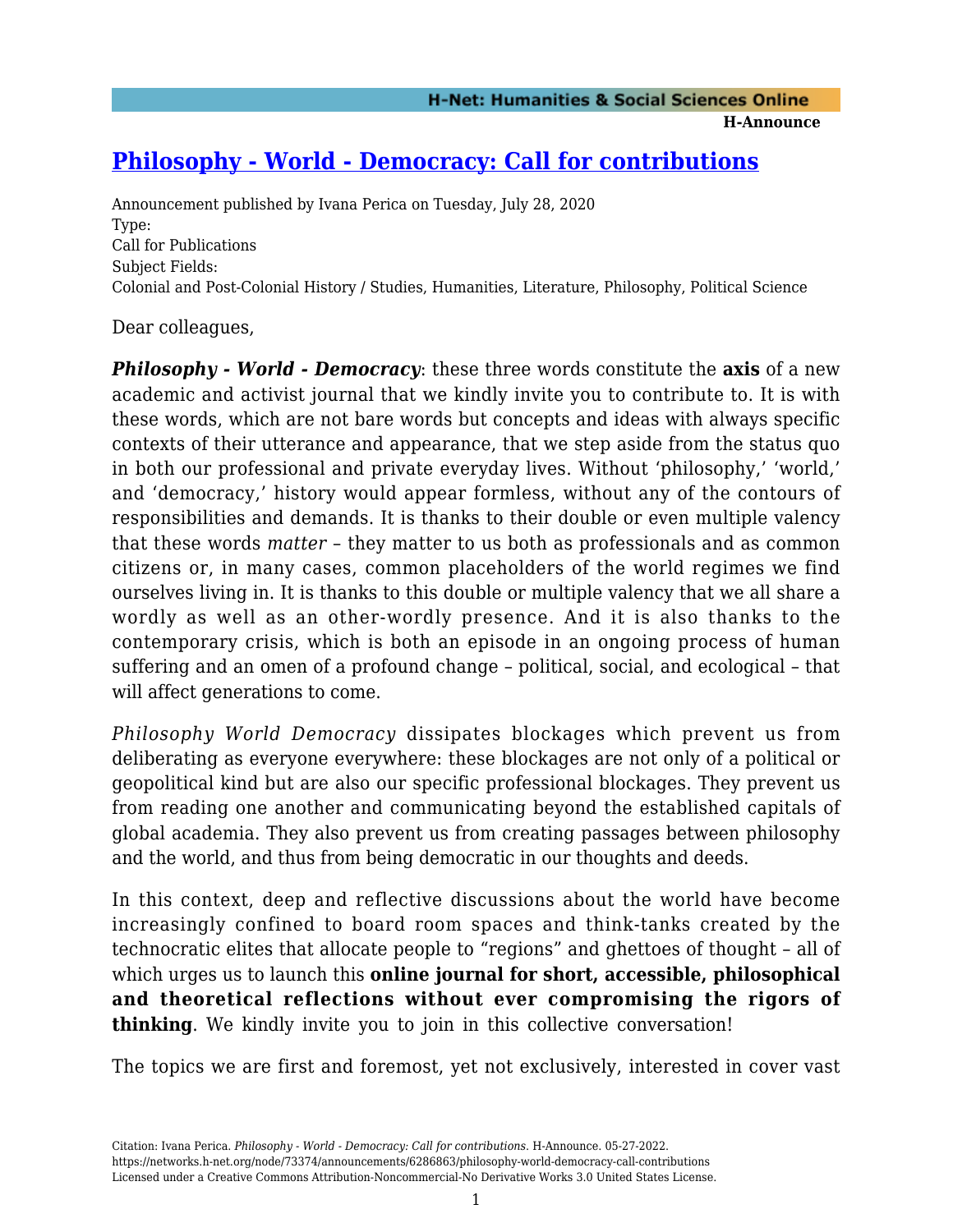# [Philosophy - World - Democracy: Call for contributions](https://networks.h-net.org/node/73374/announcements/6286863/philosophy-world-democracy-call-contributions)

Announcement published by Ivana Perica on Tuesday, July 28, 2020

Type:

Call for Publications

Subject Fields:

Colonial and Post-Colonial History / Studies, Humanities, Literature, Philosophy, Political Science

Dear colleagues,

***Philosophy - World - Democracy***: these three words constitute the **axis** of a new academic and activist journal that we kindly invite you to contribute to. It is with these words, which are not bare words but concepts and ideas with always specific contexts of their utterance and appearance, that we step aside from the status quo in both our professional and private everyday lives. Without 'philosophy,' 'world,' and 'democracy,' history would appear formless, without any of the contours of responsibilities and demands. It is thanks to their double or even multiple valency that these words *matter* – they matter to us both as professionals and as common citizens or, in many cases, common placeholders of the world regimes we find ourselves living in. It is thanks to this double or multiple valency that we all share a wordly as well as an other-wordly presence. And it is also thanks to the contemporary crisis, which is both an episode in an ongoing process of human suffering and an omen of a profound change – political, social, and ecological – that will affect generations to come.

*Philosophy World Democracy* dissipates blockages which prevent us from deliberating as everyone everywhere: these blockages are not only of a political or geopolitical kind but are also our specific professional blockages. They prevent us from reading one another and communicating beyond the established capitals of global academia. They also prevent us from creating passages between philosophy and the world, and thus from being democratic in our thoughts and deeds.

In this context, deep and reflective discussions about the world have become increasingly confined to board room spaces and think-tanks created by the technocratic elites that allocate people to "regions" and ghettoes of thought – all of which urges us to launch this **online journal for short, accessible, philosophical and theoretical reflections without ever compromising the rigors of thinking**. We kindly invite you to join in this collective conversation!

The topics we are first and foremost, yet not exclusively, interested in cover vast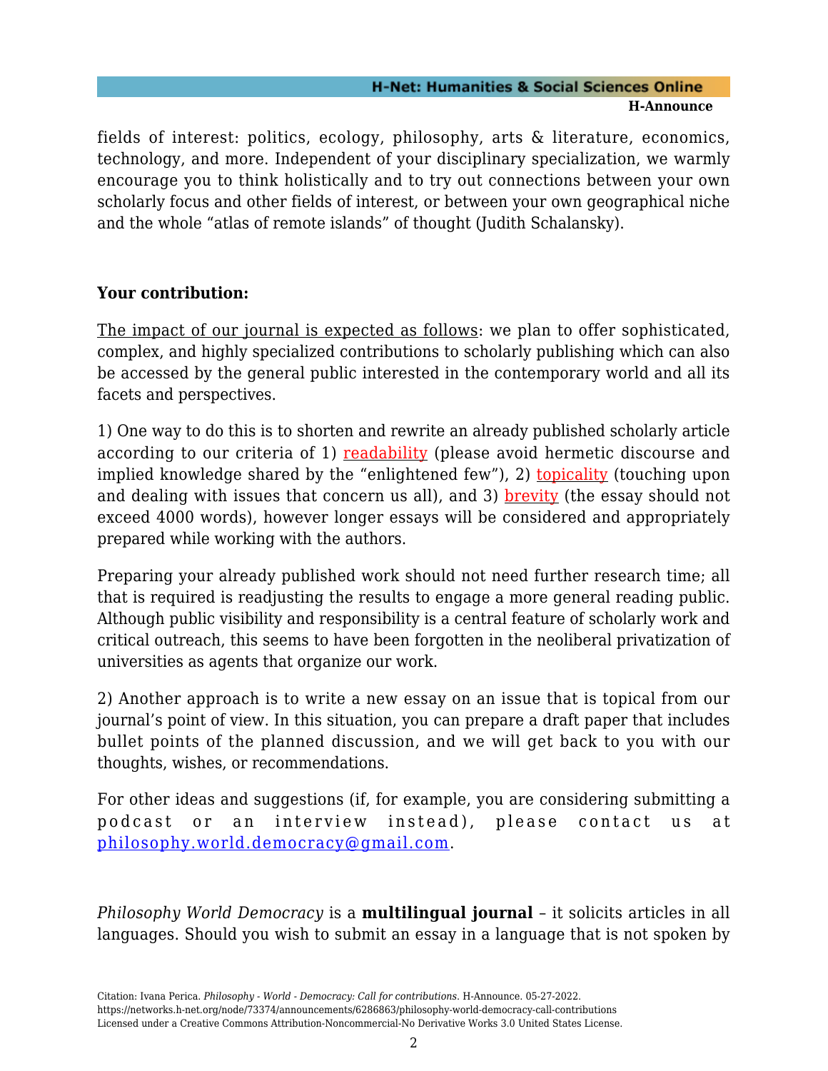fields of interest: politics, ecology, philosophy, arts & literature, economics, technology, and more. Independent of your disciplinary specialization, we warmly encourage you to think holistically and to try out connections between your own scholarly focus and other fields of interest, or between your own geographical niche and the whole "atlas of remote islands" of thought (Judith Schalansky).

**Your contribution:**

The impact of our journal is expected as follows: we plan to offer sophisticated, complex, and highly specialized contributions to scholarly publishing which can also be accessed by the general public interested in the contemporary world and all its facets and perspectives.

1) One way to do this is to shorten and rewrite an already published scholarly article according to our criteria of 1) readability (please avoid hermetic discourse and implied knowledge shared by the "enlightened few"), 2) topicality (touching upon and dealing with issues that concern us all), and 3) brevity (the essay should not exceed 4000 words), however longer essays will be considered and appropriately prepared while working with the authors.

Preparing your already published work should not need further research time; all that is required is readjusting the results to engage a more general reading public. Although public visibility and responsibility is a central feature of scholarly work and critical outreach, this seems to have been forgotten in the neoliberal privatization of universities as agents that organize our work.

2) Another approach is to write a new essay on an issue that is topical from our journal's point of view. In this situation, you can prepare a draft paper that includes bullet points of the planned discussion, and we will get back to you with our thoughts, wishes, or recommendations.

For other ideas and suggestions (if, for example, you are considering submitting a podcast or an interview instead), please contact us at philosophy.world.democracy@gmail.com.

*Philosophy World Democracy* is a **multilingual journal** – it solicits articles in all languages. Should you wish to submit an essay in a language that is not spoken by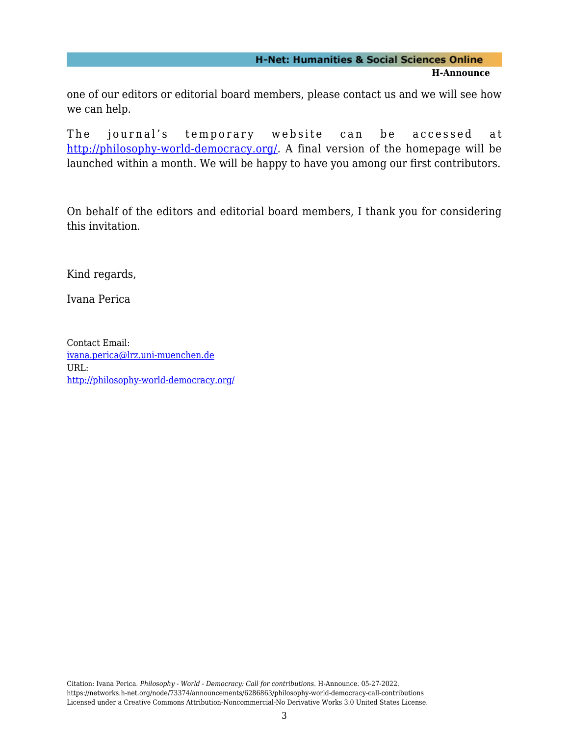one of our editors or editorial board members, please contact us and we will see how we can help.

The journal's temporary website can be accessed at http://philosophy-world-democracy.org/. A final version of the homepage will be launched within a month. We will be happy to have you among our first contributors.

On behalf of the editors and editorial board members, I thank you for considering this invitation.

Kind regards,

Ivana Perica

Contact Email:
ivana.perica@lrz.uni-muenchen.de
URL:
http://philosophy-world-democracy.org/

Citation: Ivana Perica. *Philosophy - World - Democracy: Call for contributions*. H-Announce. 05-27-2022.
https://networks.h-net.org/node/73374/announcements/6286863/philosophy-world-democracy-call-contributions
Licensed under a Creative Commons Attribution-Noncommercial-No Derivative Works 3.0 United States License.